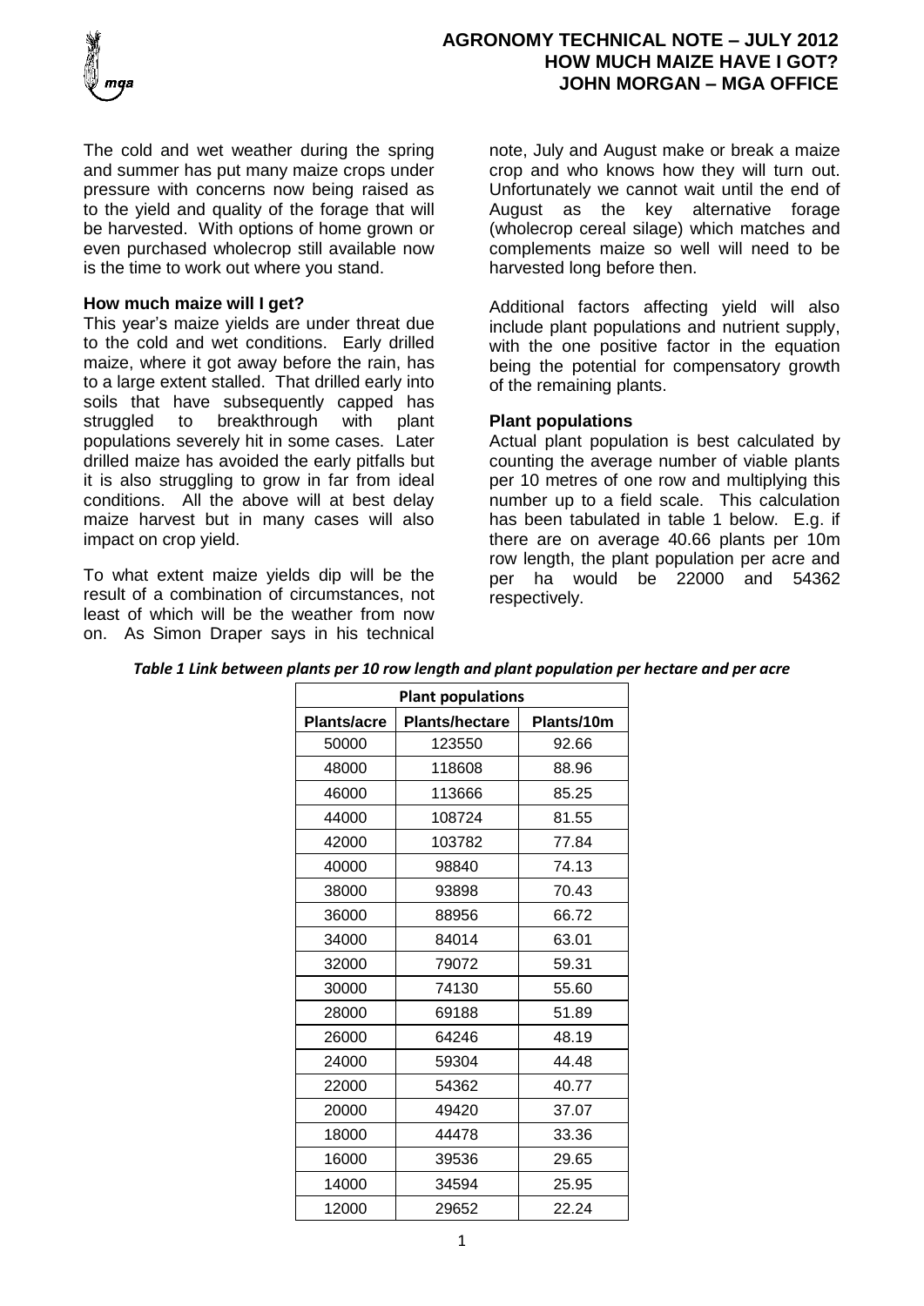# AGRONOMY TECHNICAL NOTE – JULY 2012
## HOW MUCH MAIZE HAVE I GOT?
### JOHN MORGAN – MGA OFFICE

The cold and wet weather during the spring and summer has put many maize crops under pressure with concerns now being raised as to the yield and quality of the forage that will be harvested. With options of home grown or even purchased wholecrop still available now is the time to work out where you stand.

**How much maize will I get?**

This year's maize yields are under threat due to the cold and wet conditions. Early drilled maize, where it got away before the rain, has to a large extent stalled. That drilled early into soils that have subsequently capped has struggled to breakthrough with plant populations severely hit in some cases. Later drilled maize has avoided the early pitfalls but it is also struggling to grow in far from ideal conditions. All the above will at best delay maize harvest but in many cases will also impact on crop yield.

To what extent maize yields dip will be the result of a combination of circumstances, not least of which will be the weather from now on. As Simon Draper says in his technical note, July and August make or break a maize crop and who knows how they will turn out. Unfortunately we cannot wait until the end of August as the key alternative forage (wholecrop cereal silage) which matches and complements maize so well will need to be harvested long before then.

Additional factors affecting yield will also include plant populations and nutrient supply, with the one positive factor in the equation being the potential for compensatory growth of the remaining plants.

**Plant populations**

Actual plant population is best calculated by counting the average number of viable plants per 10 metres of one row and multiplying this number up to a field scale. This calculation has been tabulated in table 1 below. E.g. if there are on average 40.66 plants per 10m row length, the plant population per acre and per ha would be 22000 and 54362 respectively.

***Table 1 Link between plants per 10 row length and plant population per hectare and per acre***

| Plant populations | | |
|---|---|---|
| **Plants/acre** | **Plants/hectare** | **Plants/10m** |
| 50000 | 123550 | 92.66 |
| 48000 | 118608 | 88.96 |
| 46000 | 113666 | 85.25 |
| 44000 | 108724 | 81.55 |
| 42000 | 103782 | 77.84 |
| 40000 | 98840 | 74.13 |
| 38000 | 93898 | 70.43 |
| 36000 | 88956 | 66.72 |
| 34000 | 84014 | 63.01 |
| 32000 | 79072 | 59.31 |
| 30000 | 74130 | 55.60 |
| 28000 | 69188 | 51.89 |
| 26000 | 64246 | 48.19 |
| 24000 | 59304 | 44.48 |
| 22000 | 54362 | 40.77 |
| 20000 | 49420 | 37.07 |
| 18000 | 44478 | 33.36 |
| 16000 | 39536 | 29.65 |
| 14000 | 34594 | 25.95 |
| 12000 | 29652 | 22.24 |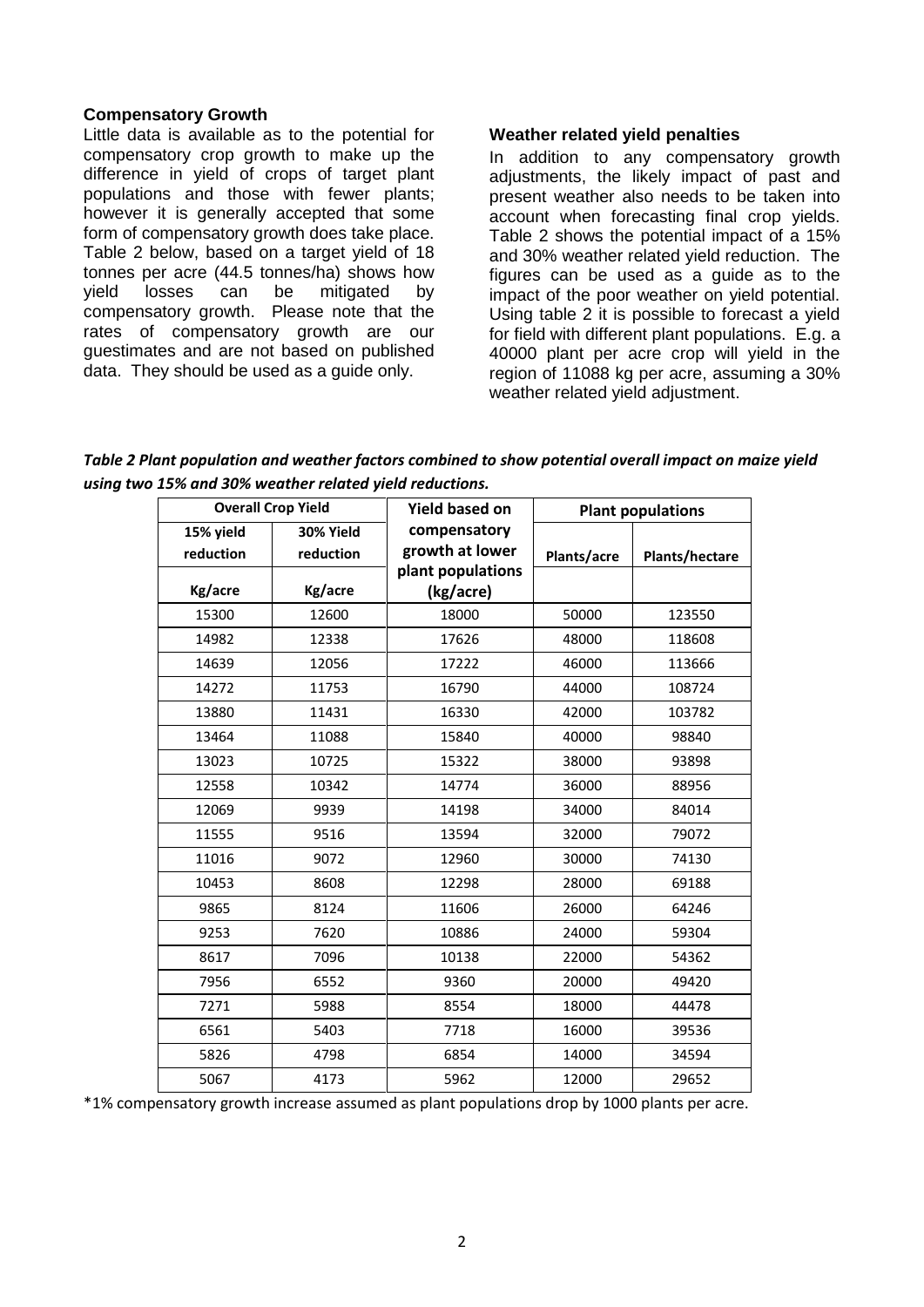### Compensatory Growth

Little data is available as to the potential for compensatory crop growth to make up the difference in yield of crops of target plant populations and those with fewer plants; however it is generally accepted that some form of compensatory growth does take place. Table 2 below, based on a target yield of 18 tonnes per acre (44.5 tonnes/ha) shows how yield losses can be mitigated by compensatory growth. Please note that the rates of compensatory growth are our guestimates and are not based on published data. They should be used as a guide only.

### Weather related yield penalties

In addition to any compensatory growth adjustments, the likely impact of past and present weather also needs to be taken into account when forecasting final crop yields. Table 2 shows the potential impact of a 15% and 30% weather related yield reduction. The figures can be used as a guide as to the impact of the poor weather on yield potential. Using table 2 it is possible to forecast a yield for field with different plant populations. E.g. a 40000 plant per acre crop will yield in the region of 11088 kg per acre, assuming a 30% weather related yield adjustment.

***Table 2 Plant population and weather factors combined to show potential overall impact on maize yield using two 15% and 30% weather related yield reductions.***

| Overall Crop Yield | | Yield based on compensatory growth at lower plant populations (kg/acre) | Plant populations | |
|---|---|---|---|---|
| 15% yield reduction | 30% Yield reduction | | Plants/acre | Plants/hectare |
| Kg/acre | Kg/acre | | | |
| 15300 | 12600 | 18000 | 50000 | 123550 |
| 14982 | 12338 | 17626 | 48000 | 118608 |
| 14639 | 12056 | 17222 | 46000 | 113666 |
| 14272 | 11753 | 16790 | 44000 | 108724 |
| 13880 | 11431 | 16330 | 42000 | 103782 |
| 13464 | 11088 | 15840 | 40000 | 98840 |
| 13023 | 10725 | 15322 | 38000 | 93898 |
| 12558 | 10342 | 14774 | 36000 | 88956 |
| 12069 | 9939 | 14198 | 34000 | 84014 |
| 11555 | 9516 | 13594 | 32000 | 79072 |
| 11016 | 9072 | 12960 | 30000 | 74130 |
| 10453 | 8608 | 12298 | 28000 | 69188 |
| 9865 | 8124 | 11606 | 26000 | 64246 |
| 9253 | 7620 | 10886 | 24000 | 59304 |
| 8617 | 7096 | 10138 | 22000 | 54362 |
| 7956 | 6552 | 9360 | 20000 | 49420 |
| 7271 | 5988 | 8554 | 18000 | 44478 |
| 6561 | 5403 | 7718 | 16000 | 39536 |
| 5826 | 4798 | 6854 | 14000 | 34594 |
| 5067 | 4173 | 5962 | 12000 | 29652 |

*1% compensatory growth increase assumed as plant populations drop by 1000 plants per acre.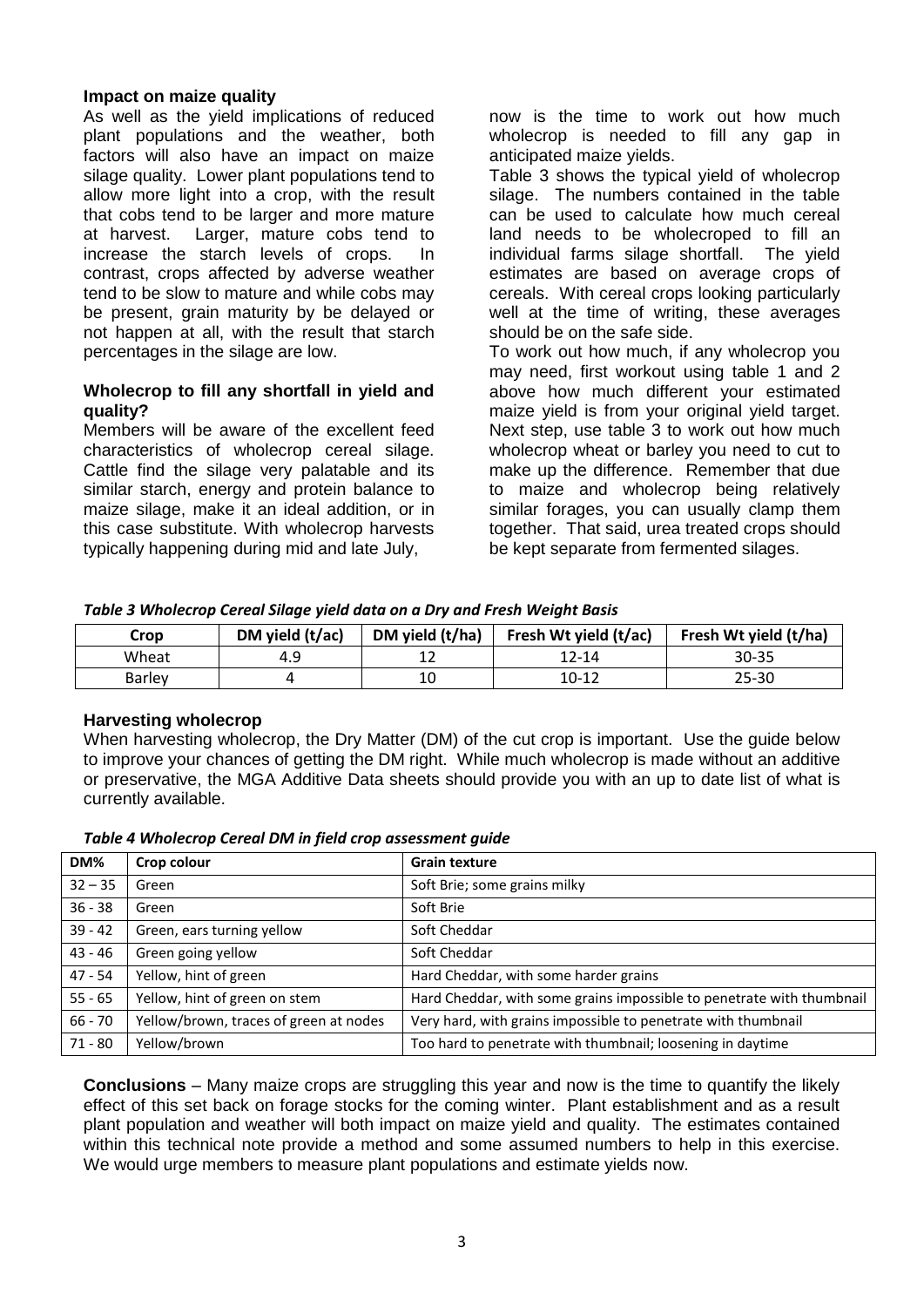### Impact on maize quality

As well as the yield implications of reduced plant populations and the weather, both factors will also have an impact on maize silage quality. Lower plant populations tend to allow more light into a crop, with the result that cobs tend to be larger and more mature at harvest. Larger, mature cobs tend to increase the starch levels of crops. In contrast, crops affected by adverse weather tend to be slow to mature and while cobs may be present, grain maturity by be delayed or not happen at all, with the result that starch percentages in the silage are low.

### Wholecrop to fill any shortfall in yield and quality?

Members will be aware of the excellent feed characteristics of wholecrop cereal silage. Cattle find the silage very palatable and its similar starch, energy and protein balance to maize silage, make it an ideal addition, or in this case substitute. With wholecrop harvests typically happening during mid and late July, now is the time to work out how much wholecrop is needed to fill any gap in anticipated maize yields.

Table 3 shows the typical yield of wholecrop silage. The numbers contained in the table can be used to calculate how much cereal land needs to be wholecroped to fill an individual farms silage shortfall. The yield estimates are based on average crops of cereals. With cereal crops looking particularly well at the time of writing, these averages should be on the safe side.

To work out how much, if any wholecrop you may need, first workout using table 1 and 2 above how much different your estimated maize yield is from your original yield target. Next step, use table 3 to work out how much wholecrop wheat or barley you need to cut to make up the difference. Remember that due to maize and wholecrop being relatively similar forages, you can usually clamp them together. That said, urea treated crops should be kept separate from fermented silages.

*Table 3 Wholecrop Cereal Silage yield data on a Dry and Fresh Weight Basis*

| Crop | DM yield (t/ac) | DM yield (t/ha) | Fresh Wt yield (t/ac) | Fresh Wt yield (t/ha) |
|---|---|---|---|---|
| Wheat | 4.9 | 12 | 12-14 | 30-35 |
| Barley | 4 | 10 | 10-12 | 25-30 |

### Harvesting wholecrop

When harvesting wholecrop, the Dry Matter (DM) of the cut crop is important. Use the guide below to improve your chances of getting the DM right. While much wholecrop is made without an additive or preservative, the MGA Additive Data sheets should provide you with an up to date list of what is currently available.

*Table 4 Wholecrop Cereal DM in field crop assessment guide*

| DM% | Crop colour | Grain texture |
|---|---|---|
| 32 – 35 | Green | Soft Brie; some grains milky |
| 36 - 38 | Green | Soft Brie |
| 39 - 42 | Green, ears turning yellow | Soft Cheddar |
| 43 - 46 | Green going yellow | Soft Cheddar |
| 47 - 54 | Yellow, hint of green | Hard Cheddar, with some harder grains |
| 55 - 65 | Yellow, hint of green on stem | Hard Cheddar, with some grains impossible to penetrate with thumbnail |
| 66 - 70 | Yellow/brown, traces of green at nodes | Very hard, with grains impossible to penetrate with thumbnail |
| 71 - 80 | Yellow/brown | Too hard to penetrate with thumbnail; loosening in daytime |

**Conclusions** – Many maize crops are struggling this year and now is the time to quantify the likely effect of this set back on forage stocks for the coming winter. Plant establishment and as a result plant population and weather will both impact on maize yield and quality. The estimates contained within this technical note provide a method and some assumed numbers to help in this exercise. We would urge members to measure plant populations and estimate yields now.